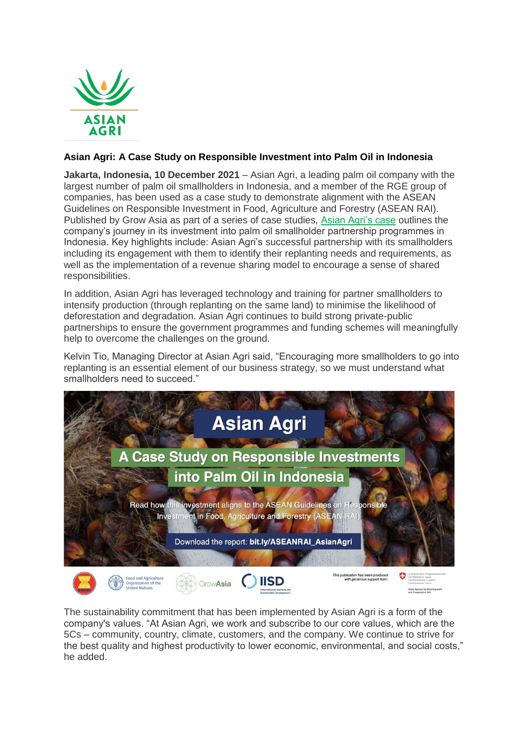**Asian Agri: A Case Study on Responsible Investment into Palm Oil in Indonesia**

**Jakarta, Indonesia, 10 December 2021** – Asian Agri, a leading palm oil company with the largest number of palm oil smallholders in Indonesia, and a member of the RGE group of companies, has been used as a case study to demonstrate alignment with the ASEAN Guidelines on Responsible Investment in Food, Agriculture and Forestry (ASEAN RAI). Published by Grow Asia as part of a series of case studies, Asian Agri's case outlines the company's journey in its investment into palm oil smallholder partnership programmes in Indonesia. Key highlights include: Asian Agri's successful partnership with its smallholders including its engagement with them to identify their replanting needs and requirements, as well as the implementation of a revenue sharing model to encourage a sense of shared responsibilities.

In addition, Asian Agri has leveraged technology and training for partner smallholders to intensify production (through replanting on the same land) to minimise the likelihood of deforestation and degradation. Asian Agri continues to build strong private-public partnerships to ensure the government programmes and funding schemes will meaningfully help to overcome the challenges on the ground.

Kelvin Tio, Managing Director at Asian Agri said, "Encouraging more smallholders to go into replanting is an essential element of our business strategy, so we must understand what smallholders need to succeed."

The sustainability commitment that has been implemented by Asian Agri is a form of the company's values. "At Asian Agri, we work and subscribe to our core values, which are the 5Cs – community, country, climate, customers, and the company. We continue to strive for the best quality and highest productivity to lower economic, environmental, and social costs," he added.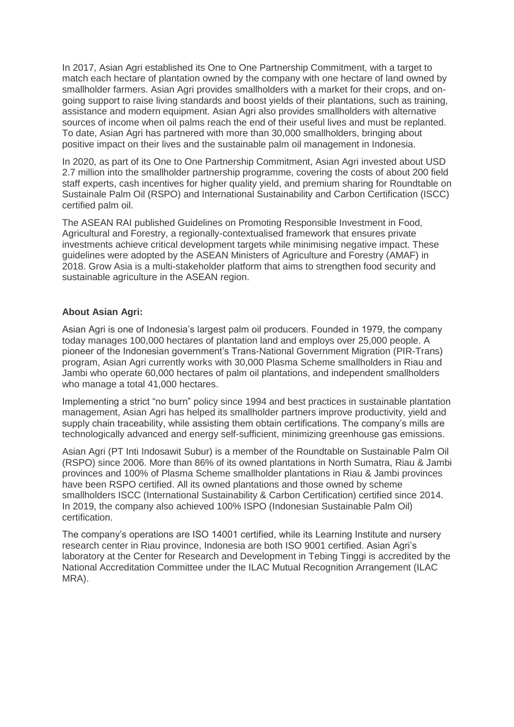In 2017, Asian Agri established its One to One Partnership Commitment, with a target to match each hectare of plantation owned by the company with one hectare of land owned by smallholder farmers. Asian Agri provides smallholders with a market for their crops, and on-going support to raise living standards and boost yields of their plantations, such as training, assistance and modern equipment. Asian Agri also provides smallholders with alternative sources of income when oil palms reach the end of their useful lives and must be replanted. To date, Asian Agri has partnered with more than 30,000 smallholders, bringing about positive impact on their lives and the sustainable palm oil management in Indonesia.

In 2020, as part of its One to One Partnership Commitment, Asian Agri invested about USD 2.7 million into the smallholder partnership programme, covering the costs of about 200 field staff experts, cash incentives for higher quality yield, and premium sharing for Roundtable on Sustainale Palm Oil (RSPO) and International Sustainability and Carbon Certification (ISCC) certified palm oil.

The ASEAN RAI published Guidelines on Promoting Responsible Investment in Food, Agricultural and Forestry, a regionally-contextualised framework that ensures private investments achieve critical development targets while minimising negative impact. These guidelines were adopted by the ASEAN Ministers of Agriculture and Forestry (AMAF) in 2018. Grow Asia is a multi-stakeholder platform that aims to strengthen food security and sustainable agriculture in the ASEAN region.

**About Asian Agri:**

Asian Agri is one of Indonesia's largest palm oil producers. Founded in 1979, the company today manages 100,000 hectares of plantation land and employs over 25,000 people. A pioneer of the Indonesian government's Trans-National Government Migration (PIR-Trans) program, Asian Agri currently works with 30,000 Plasma Scheme smallholders in Riau and Jambi who operate 60,000 hectares of palm oil plantations, and independent smallholders who manage a total 41,000 hectares.

Implementing a strict "no burn" policy since 1994 and best practices in sustainable plantation management, Asian Agri has helped its smallholder partners improve productivity, yield and supply chain traceability, while assisting them obtain certifications. The company's mills are technologically advanced and energy self-sufficient, minimizing greenhouse gas emissions.

Asian Agri (PT Inti Indosawit Subur) is a member of the Roundtable on Sustainable Palm Oil (RSPO) since 2006. More than 86% of its owned plantations in North Sumatra, Riau & Jambi provinces and 100% of Plasma Scheme smallholder plantations in Riau & Jambi provinces have been RSPO certified. All its owned plantations and those owned by scheme smallholders ISCC (International Sustainability & Carbon Certification) certified since 2014. In 2019, the company also achieved 100% ISPO (Indonesian Sustainable Palm Oil) certification.

The company's operations are ISO 14001 certified, while its Learning Institute and nursery research center in Riau province, Indonesia are both ISO 9001 certified. Asian Agri's laboratory at the Center for Research and Development in Tebing Tinggi is accredited by the National Accreditation Committee under the ILAC Mutual Recognition Arrangement (ILAC MRA).